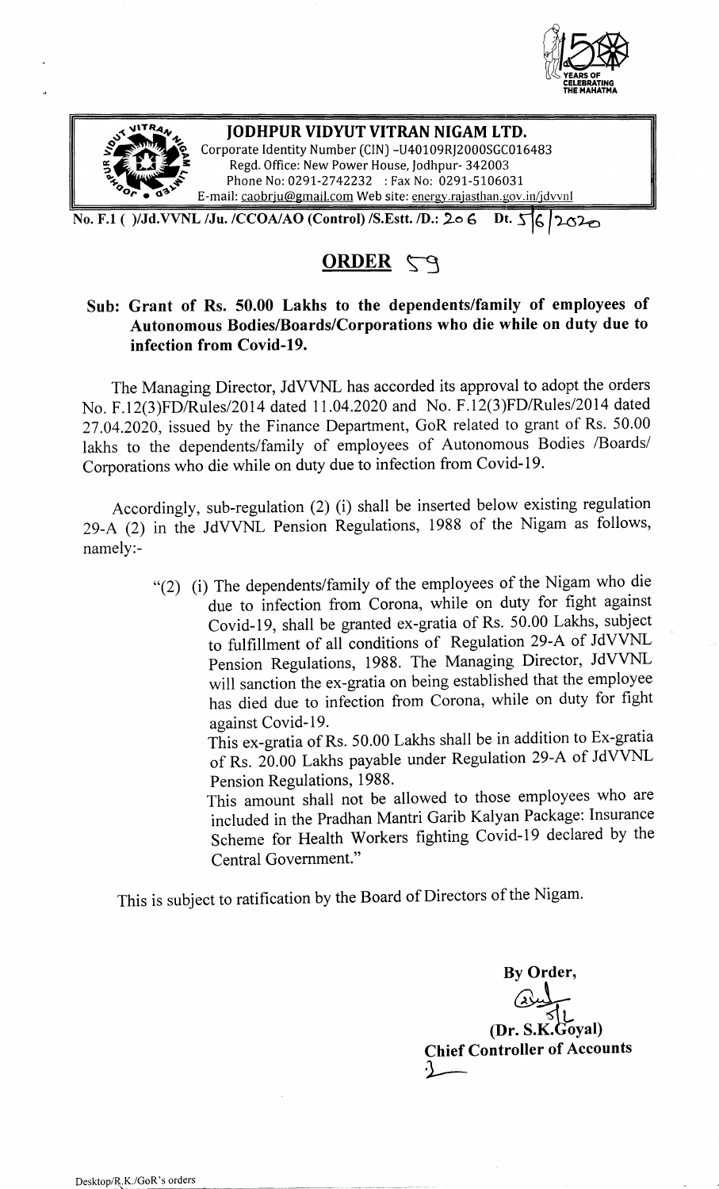**JODHPUR VIDYUT VITRAN NIGAM LTD.**

Corporate Identity Number (CIN) -U40109RJ2000SGC016483

Regd. Office: New Power House, Jodhpur- 342003

Phone No: 0291-2742232 : Fax No: 0291-5106031

E-mail: caobrju@gmail.com Web site: energy.rajasthan.gov.in/jdvvnl

No. F.1 ( )/Jd.VVNL /Ju. /CCOA/AO (Control) /S.Estt. /D.: 206 Dt. 5/6/2020

## ORDER 59

**Sub: Grant of Rs. 50.00 Lakhs to the dependents/family of employees of Autonomous Bodies/Boards/Corporations who die while on duty due to infection from Covid-19.**

The Managing Director, JdVVNL has accorded its approval to adopt the orders No. F.12(3)FD/Rules/2014 dated 11.04.2020 and No. F.12(3)FD/Rules/2014 dated 27.04.2020, issued by the Finance Department, GoR related to grant of Rs. 50.00 lakhs to the dependents/family of employees of Autonomous Bodies /Boards/ Corporations who die while on duty due to infection from Covid-19.

Accordingly, sub-regulation (2) (i) shall be inserted below existing regulation 29-A (2) in the JdVVNL Pension Regulations, 1988 of the Nigam as follows, namely:-

> "(2) (i) The dependents/family of the employees of the Nigam who die due to infection from Corona, while on duty for fight against Covid-19, shall be granted ex-gratia of Rs. 50.00 Lakhs, subject to fulfillment of all conditions of Regulation 29-A of JdVVNL Pension Regulations, 1988. The Managing Director, JdVVNL will sanction the ex-gratia on being established that the employee has died due to infection from Corona, while on duty for fight against Covid-19.
>
> This ex-gratia of Rs. 50.00 Lakhs shall be in addition to Ex-gratia of Rs. 20.00 Lakhs payable under Regulation 29-A of JdVVNL Pension Regulations, 1988.
>
> This amount shall not be allowed to those employees who are included in the Pradhan Mantri Garib Kalyan Package: Insurance Scheme for Health Workers fighting Covid-19 declared by the Central Government."

This is subject to ratification by the Board of Directors of the Nigam.

By Order,

(Dr. S.K.Goyal)
**Chief Controller of Accounts**

Desktop/R.K./GoR's orders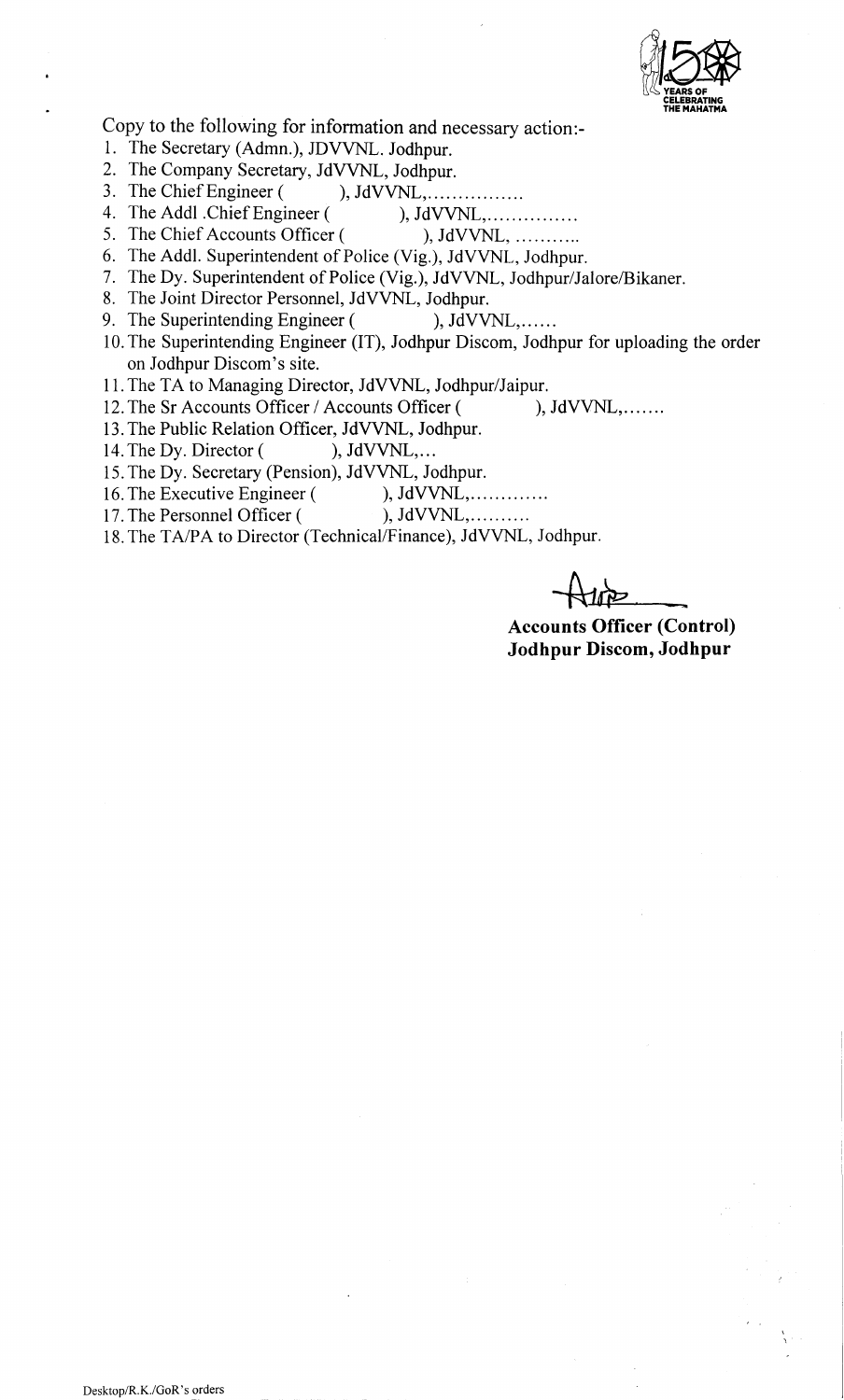Copy to the following for information and necessary action:-

1. The Secretary (Admn.), JDVVNL. Jodhpur.
2. The Company Secretary, JdVVNL, Jodhpur.
3. The Chief Engineer (        ), JdVVNL,................
4. The Addl .Chief Engineer (        ), JdVVNL,...............
5. The Chief Accounts Officer (        ), JdVVNL, ...........
6. The Addl. Superintendent of Police (Vig.), JdVVNL, Jodhpur.
7. The Dy. Superintendent of Police (Vig.), JdVVNL, Jodhpur/Jalore/Bikaner.
8. The Joint Director Personnel, JdVVNL, Jodhpur.
9. The Superintending Engineer (        ), JdVVNL,......
10. The Superintending Engineer (IT), Jodhpur Discom, Jodhpur for uploading the order on Jodhpur Discom's site.
11. The TA to Managing Director, JdVVNL, Jodhpur/Jaipur.
12. The Sr Accounts Officer / Accounts Officer (        ), JdVVNL,.......
13. The Public Relation Officer, JdVVNL, Jodhpur.
14. The Dy. Director (        ), JdVVNL,...
15. The Dy. Secretary (Pension), JdVVNL, Jodhpur.
16. The Executive Engineer (        ), JdVVNL,.............
17. The Personnel Officer (        ), JdVVNL,..........
18. The TA/PA to Director (Technical/Finance), JdVVNL, Jodhpur.

**Accounts Officer (Control)**
**Jodhpur Discom, Jodhpur**

Desktop/R.K./GoR's orders